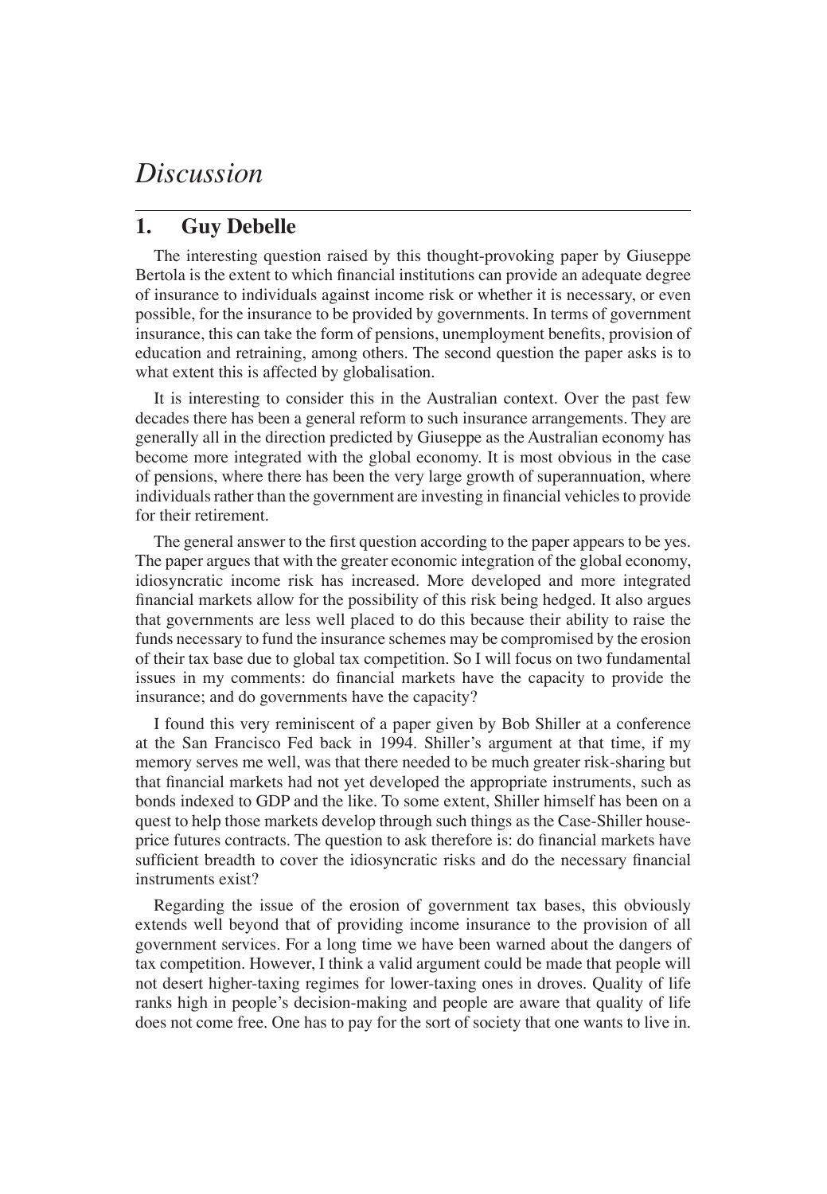# *Discussion*

## 1. Guy Debelle

The interesting question raised by this thought-provoking paper by Giuseppe Bertola is the extent to which financial institutions can provide an adequate degree of insurance to individuals against income risk or whether it is necessary, or even possible, for the insurance to be provided by governments. In terms of government insurance, this can take the form of pensions, unemployment benefits, provision of education and retraining, among others. The second question the paper asks is to what extent this is affected by globalisation.

It is interesting to consider this in the Australian context. Over the past few decades there has been a general reform to such insurance arrangements. They are generally all in the direction predicted by Giuseppe as the Australian economy has become more integrated with the global economy. It is most obvious in the case of pensions, where there has been the very large growth of superannuation, where individuals rather than the government are investing in financial vehicles to provide for their retirement.

The general answer to the first question according to the paper appears to be yes. The paper argues that with the greater economic integration of the global economy, idiosyncratic income risk has increased. More developed and more integrated financial markets allow for the possibility of this risk being hedged. It also argues that governments are less well placed to do this because their ability to raise the funds necessary to fund the insurance schemes may be compromised by the erosion of their tax base due to global tax competition. So I will focus on two fundamental issues in my comments: do financial markets have the capacity to provide the insurance; and do governments have the capacity?

I found this very reminiscent of a paper given by Bob Shiller at a conference at the San Francisco Fed back in 1994. Shiller's argument at that time, if my memory serves me well, was that there needed to be much greater risk-sharing but that financial markets had not yet developed the appropriate instruments, such as bonds indexed to GDP and the like. To some extent, Shiller himself has been on a quest to help those markets develop through such things as the Case-Shiller house-price futures contracts. The question to ask therefore is: do financial markets have sufficient breadth to cover the idiosyncratic risks and do the necessary financial instruments exist?

Regarding the issue of the erosion of government tax bases, this obviously extends well beyond that of providing income insurance to the provision of all government services. For a long time we have been warned about the dangers of tax competition. However, I think a valid argument could be made that people will not desert higher-taxing regimes for lower-taxing ones in droves. Quality of life ranks high in people's decision-making and people are aware that quality of life does not come free. One has to pay for the sort of society that one wants to live in.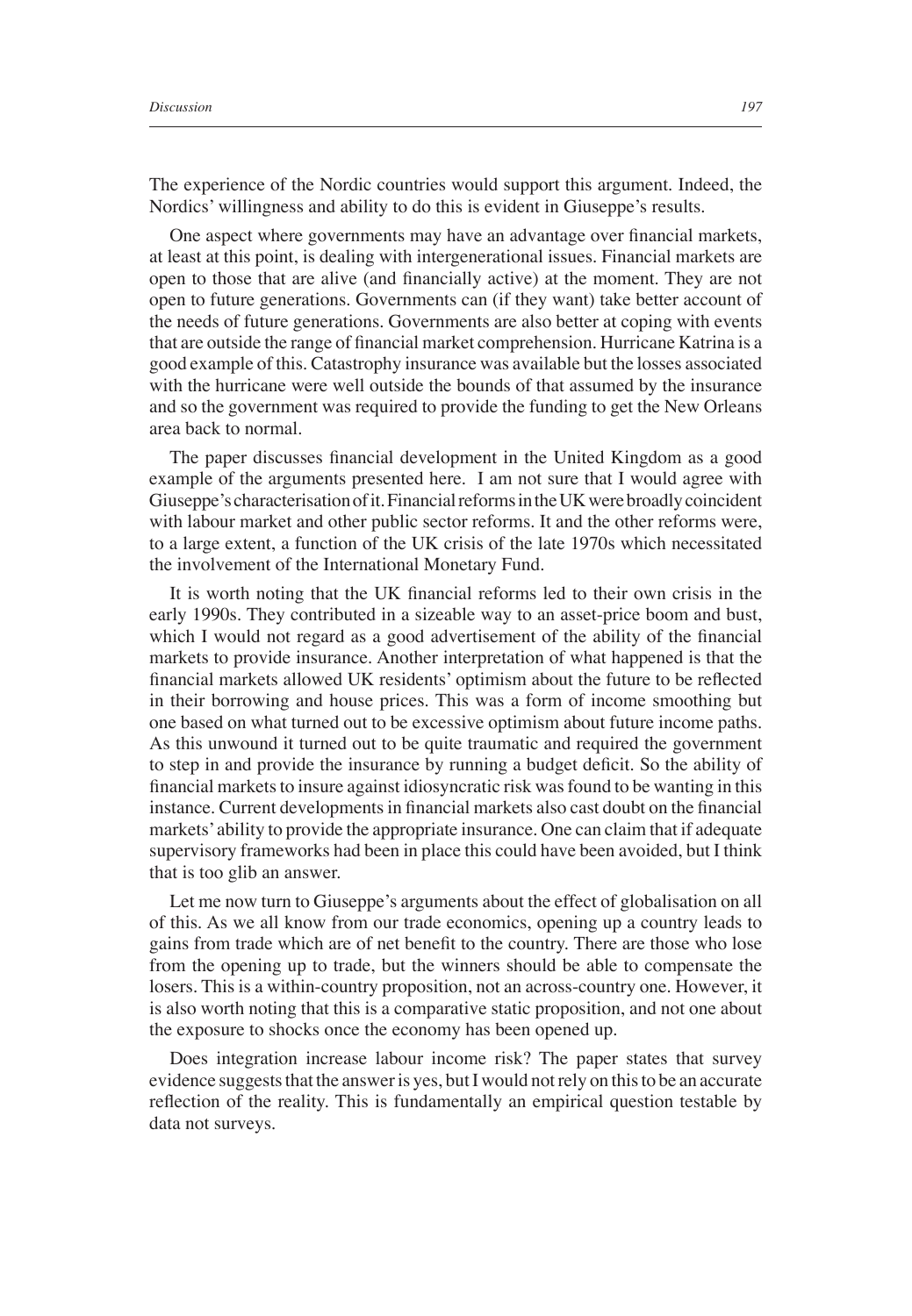The experience of the Nordic countries would support this argument. Indeed, the Nordics' willingness and ability to do this is evident in Giuseppe's results.

One aspect where governments may have an advantage over financial markets, at least at this point, is dealing with intergenerational issues. Financial markets are open to those that are alive (and financially active) at the moment. They are not open to future generations. Governments can (if they want) take better account of the needs of future generations. Governments are also better at coping with events that are outside the range of financial market comprehension. Hurricane Katrina is a good example of this. Catastrophy insurance was available but the losses associated with the hurricane were well outside the bounds of that assumed by the insurance and so the government was required to provide the funding to get the New Orleans area back to normal.

The paper discusses financial development in the United Kingdom as a good example of the arguments presented here. I am not sure that I would agree with Giuseppe's characterisation of it. Financial reforms in the UK were broadly coincident with labour market and other public sector reforms. It and the other reforms were, to a large extent, a function of the UK crisis of the late 1970s which necessitated the involvement of the International Monetary Fund.

It is worth noting that the UK financial reforms led to their own crisis in the early 1990s. They contributed in a sizeable way to an asset-price boom and bust, which I would not regard as a good advertisement of the ability of the financial markets to provide insurance. Another interpretation of what happened is that the financial markets allowed UK residents' optimism about the future to be reflected in their borrowing and house prices. This was a form of income smoothing but one based on what turned out to be excessive optimism about future income paths. As this unwound it turned out to be quite traumatic and required the government to step in and provide the insurance by running a budget deficit. So the ability of financial markets to insure against idiosyncratic risk was found to be wanting in this instance. Current developments in financial markets also cast doubt on the financial markets' ability to provide the appropriate insurance. One can claim that if adequate supervisory frameworks had been in place this could have been avoided, but I think that is too glib an answer.

Let me now turn to Giuseppe's arguments about the effect of globalisation on all of this. As we all know from our trade economics, opening up a country leads to gains from trade which are of net benefit to the country. There are those who lose from the opening up to trade, but the winners should be able to compensate the losers. This is a within-country proposition, not an across-country one. However, it is also worth noting that this is a comparative static proposition, and not one about the exposure to shocks once the economy has been opened up.

Does integration increase labour income risk? The paper states that survey evidence suggests that the answer is yes, but I would not rely on this to be an accurate reflection of the reality. This is fundamentally an empirical question testable by data not surveys.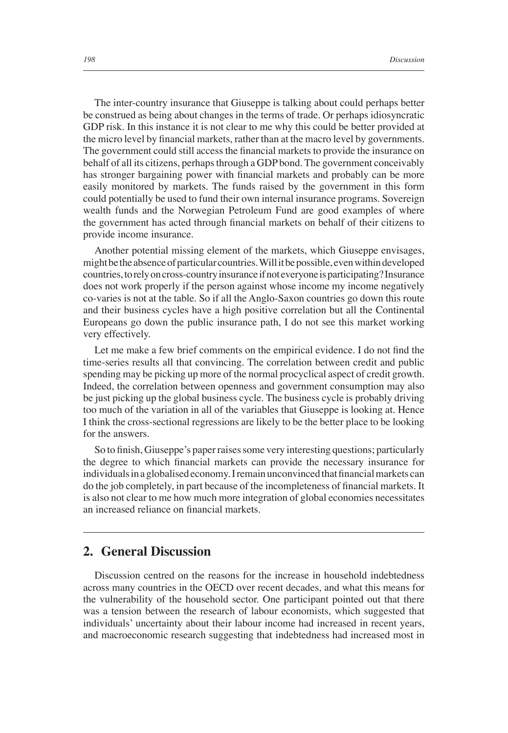The inter-country insurance that Giuseppe is talking about could perhaps better be construed as being about changes in the terms of trade. Or perhaps idiosyncratic GDP risk. In this instance it is not clear to me why this could be better provided at the micro level by financial markets, rather than at the macro level by governments. The government could still access the financial markets to provide the insurance on behalf of all its citizens, perhaps through a GDP bond. The government conceivably has stronger bargaining power with financial markets and probably can be more easily monitored by markets. The funds raised by the government in this form could potentially be used to fund their own internal insurance programs. Sovereign wealth funds and the Norwegian Petroleum Fund are good examples of where the government has acted through financial markets on behalf of their citizens to provide income insurance.

Another potential missing element of the markets, which Giuseppe envisages, might be the absence of particular countries. Will it be possible, even within developed countries, to rely on cross-country insurance if not everyone is participating? Insurance does not work properly if the person against whose income my income negatively co-varies is not at the table. So if all the Anglo-Saxon countries go down this route and their business cycles have a high positive correlation but all the Continental Europeans go down the public insurance path, I do not see this market working very effectively.

Let me make a few brief comments on the empirical evidence. I do not find the time-series results all that convincing. The correlation between credit and public spending may be picking up more of the normal procyclical aspect of credit growth. Indeed, the correlation between openness and government consumption may also be just picking up the global business cycle. The business cycle is probably driving too much of the variation in all of the variables that Giuseppe is looking at. Hence I think the cross-sectional regressions are likely to be the better place to be looking for the answers.

So to finish, Giuseppe's paper raises some very interesting questions; particularly the degree to which financial markets can provide the necessary insurance for individuals in a globalised economy. I remain unconvinced that financial markets can do the job completely, in part because of the incompleteness of financial markets. It is also not clear to me how much more integration of global economies necessitates an increased reliance on financial markets.

## 2. General Discussion

Discussion centred on the reasons for the increase in household indebtedness across many countries in the OECD over recent decades, and what this means for the vulnerability of the household sector. One participant pointed out that there was a tension between the research of labour economists, which suggested that individuals' uncertainty about their labour income had increased in recent years, and macroeconomic research suggesting that indebtedness had increased most in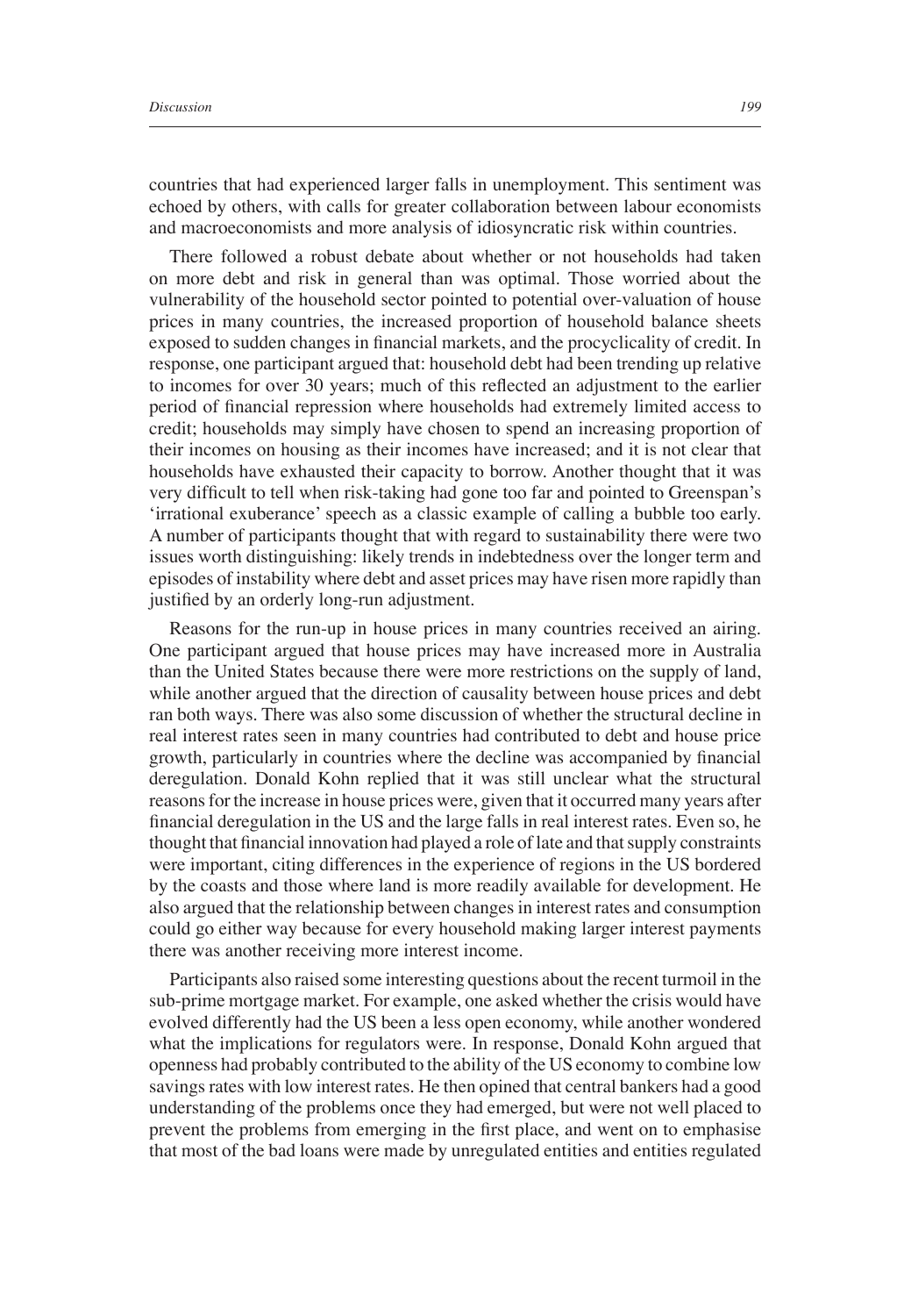countries that had experienced larger falls in unemployment. This sentiment was echoed by others, with calls for greater collaboration between labour economists and macroeconomists and more analysis of idiosyncratic risk within countries.

There followed a robust debate about whether or not households had taken on more debt and risk in general than was optimal. Those worried about the vulnerability of the household sector pointed to potential over-valuation of house prices in many countries, the increased proportion of household balance sheets exposed to sudden changes in financial markets, and the procyclicality of credit. In response, one participant argued that: household debt had been trending up relative to incomes for over 30 years; much of this reflected an adjustment to the earlier period of financial repression where households had extremely limited access to credit; households may simply have chosen to spend an increasing proportion of their incomes on housing as their incomes have increased; and it is not clear that households have exhausted their capacity to borrow. Another thought that it was very difficult to tell when risk-taking had gone too far and pointed to Greenspan's 'irrational exuberance' speech as a classic example of calling a bubble too early. A number of participants thought that with regard to sustainability there were two issues worth distinguishing: likely trends in indebtedness over the longer term and episodes of instability where debt and asset prices may have risen more rapidly than justified by an orderly long-run adjustment.

Reasons for the run-up in house prices in many countries received an airing. One participant argued that house prices may have increased more in Australia than the United States because there were more restrictions on the supply of land, while another argued that the direction of causality between house prices and debt ran both ways. There was also some discussion of whether the structural decline in real interest rates seen in many countries had contributed to debt and house price growth, particularly in countries where the decline was accompanied by financial deregulation. Donald Kohn replied that it was still unclear what the structural reasons for the increase in house prices were, given that it occurred many years after financial deregulation in the US and the large falls in real interest rates. Even so, he thought that financial innovation had played a role of late and that supply constraints were important, citing differences in the experience of regions in the US bordered by the coasts and those where land is more readily available for development. He also argued that the relationship between changes in interest rates and consumption could go either way because for every household making larger interest payments there was another receiving more interest income.

Participants also raised some interesting questions about the recent turmoil in the sub-prime mortgage market. For example, one asked whether the crisis would have evolved differently had the US been a less open economy, while another wondered what the implications for regulators were. In response, Donald Kohn argued that openness had probably contributed to the ability of the US economy to combine low savings rates with low interest rates. He then opined that central bankers had a good understanding of the problems once they had emerged, but were not well placed to prevent the problems from emerging in the first place, and went on to emphasise that most of the bad loans were made by unregulated entities and entities regulated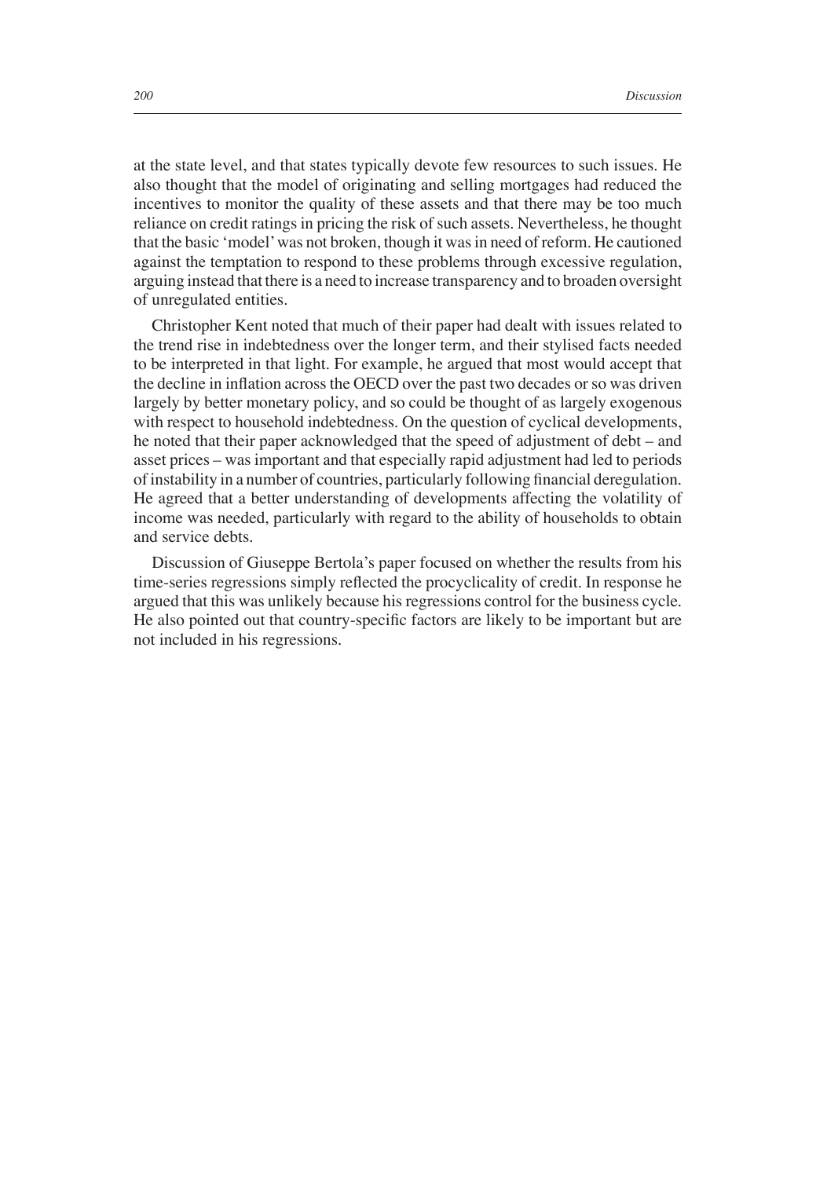at the state level, and that states typically devote few resources to such issues. He also thought that the model of originating and selling mortgages had reduced the incentives to monitor the quality of these assets and that there may be too much reliance on credit ratings in pricing the risk of such assets. Nevertheless, he thought that the basic 'model' was not broken, though it was in need of reform. He cautioned against the temptation to respond to these problems through excessive regulation, arguing instead that there is a need to increase transparency and to broaden oversight of unregulated entities.

Christopher Kent noted that much of their paper had dealt with issues related to the trend rise in indebtedness over the longer term, and their stylised facts needed to be interpreted in that light. For example, he argued that most would accept that the decline in inflation across the OECD over the past two decades or so was driven largely by better monetary policy, and so could be thought of as largely exogenous with respect to household indebtedness. On the question of cyclical developments, he noted that their paper acknowledged that the speed of adjustment of debt – and asset prices – was important and that especially rapid adjustment had led to periods of instability in a number of countries, particularly following financial deregulation. He agreed that a better understanding of developments affecting the volatility of income was needed, particularly with regard to the ability of households to obtain and service debts.

Discussion of Giuseppe Bertola's paper focused on whether the results from his time-series regressions simply reflected the procyclicality of credit. In response he argued that this was unlikely because his regressions control for the business cycle. He also pointed out that country-specific factors are likely to be important but are not included in his regressions.